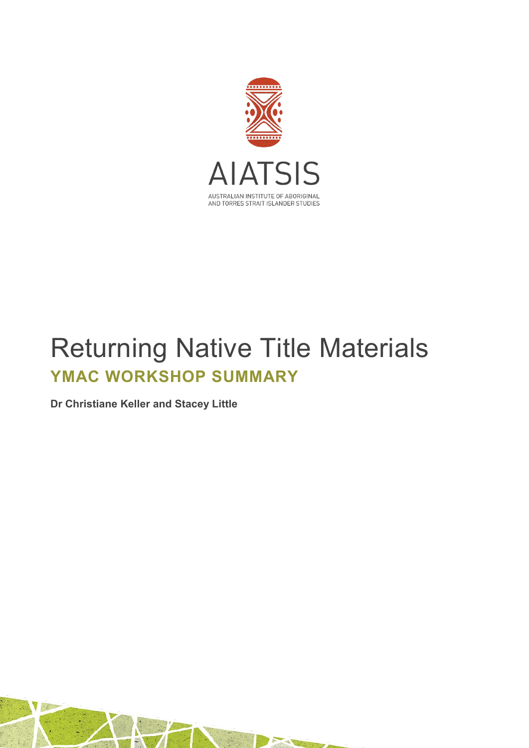AIATSIS

AUSTRALIAN INSTITUTE OF ABORIGINAL AND TORRES STRAIT ISLANDER STUDIES

# Returning Native Title Materials

## YMAC WORKSHOP SUMMARY

**Dr Christiane Keller and Stacey Little**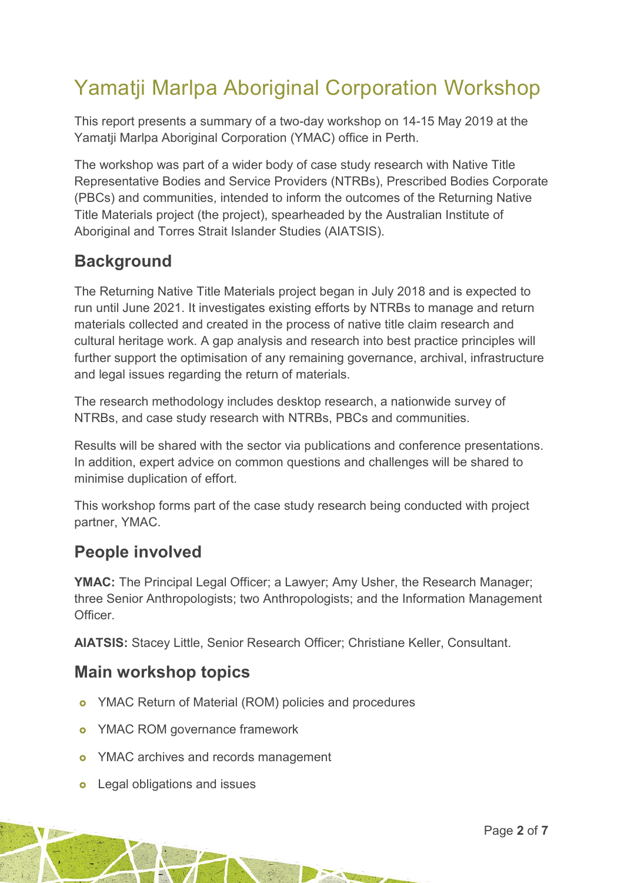# Yamatji Marlpa Aboriginal Corporation Workshop

This report presents a summary of a two-day workshop on 14-15 May 2019 at the Yamatji Marlpa Aboriginal Corporation (YMAC) office in Perth.

The workshop was part of a wider body of case study research with Native Title Representative Bodies and Service Providers (NTRBs), Prescribed Bodies Corporate (PBCs) and communities, intended to inform the outcomes of the Returning Native Title Materials project (the project), spearheaded by the Australian Institute of Aboriginal and Torres Strait Islander Studies (AIATSIS).

## Background

The Returning Native Title Materials project began in July 2018 and is expected to run until June 2021. It investigates existing efforts by NTRBs to manage and return materials collected and created in the process of native title claim research and cultural heritage work. A gap analysis and research into best practice principles will further support the optimisation of any remaining governance, archival, infrastructure and legal issues regarding the return of materials.

The research methodology includes desktop research, a nationwide survey of NTRBs, and case study research with NTRBs, PBCs and communities.

Results will be shared with the sector via publications and conference presentations. In addition, expert advice on common questions and challenges will be shared to minimise duplication of effort.

This workshop forms part of the case study research being conducted with project partner, YMAC.

## People involved

**YMAC:** The Principal Legal Officer; a Lawyer; Amy Usher, the Research Manager; three Senior Anthropologists; two Anthropologists; and the Information Management Officer.

**AIATSIS:** Stacey Little, Senior Research Officer; Christiane Keller, Consultant.

## Main workshop topics

- YMAC Return of Material (ROM) policies and procedures
- YMAC ROM governance framework
- YMAC archives and records management
- Legal obligations and issues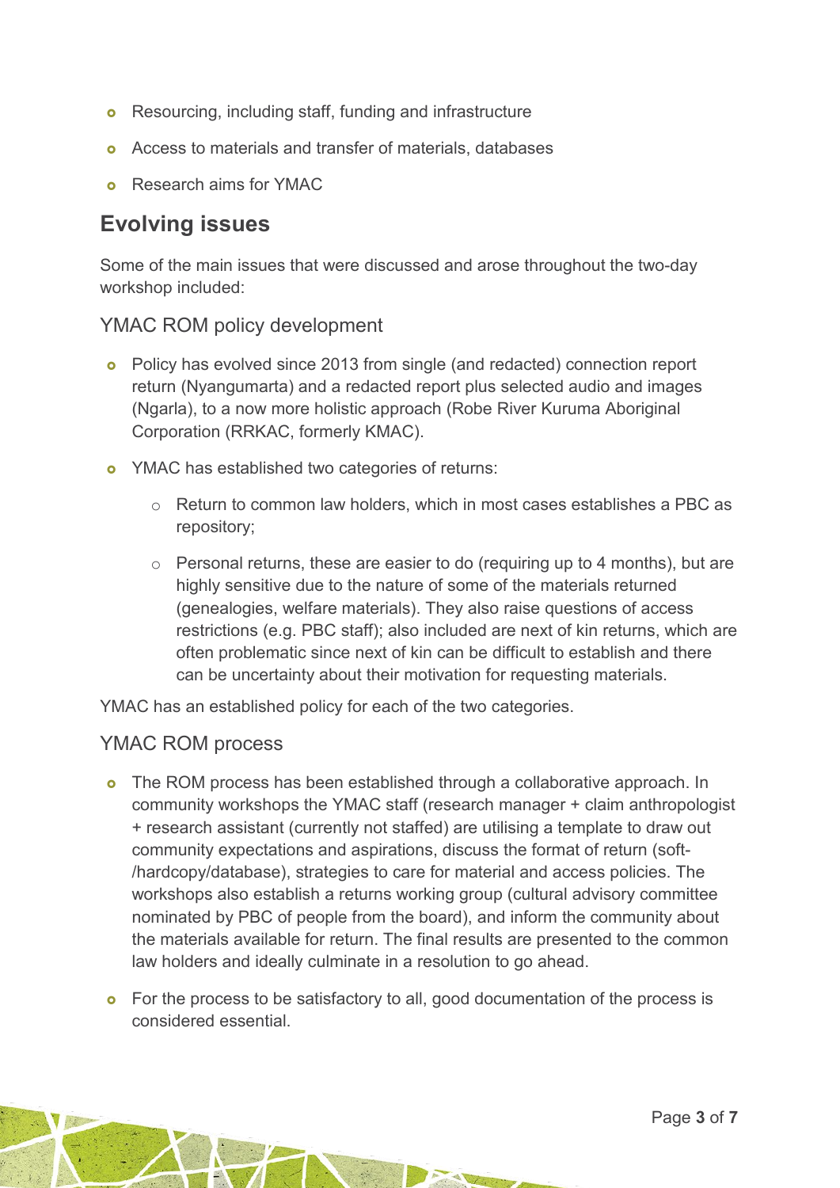- Resourcing, including staff, funding and infrastructure
- Access to materials and transfer of materials, databases
- Research aims for YMAC

## Evolving issues

Some of the main issues that were discussed and arose throughout the two-day workshop included:

### YMAC ROM policy development

- Policy has evolved since 2013 from single (and redacted) connection report return (Nyangumarta) and a redacted report plus selected audio and images (Ngarla), to a now more holistic approach (Robe River Kuruma Aboriginal Corporation (RRKAC, formerly KMAC).
- YMAC has established two categories of returns:
  - Return to common law holders, which in most cases establishes a PBC as repository;
  - Personal returns, these are easier to do (requiring up to 4 months), but are highly sensitive due to the nature of some of the materials returned (genealogies, welfare materials). They also raise questions of access restrictions (e.g. PBC staff); also included are next of kin returns, which are often problematic since next of kin can be difficult to establish and there can be uncertainty about their motivation for requesting materials.

YMAC has an established policy for each of the two categories.

### YMAC ROM process

- The ROM process has been established through a collaborative approach. In community workshops the YMAC staff (research manager + claim anthropologist + research assistant (currently not staffed) are utilising a template to draw out community expectations and aspirations, discuss the format of return (soft-/hardcopy/database), strategies to care for material and access policies. The workshops also establish a returns working group (cultural advisory committee nominated by PBC of people from the board), and inform the community about the materials available for return. The final results are presented to the common law holders and ideally culminate in a resolution to go ahead.
- For the process to be satisfactory to all, good documentation of the process is considered essential.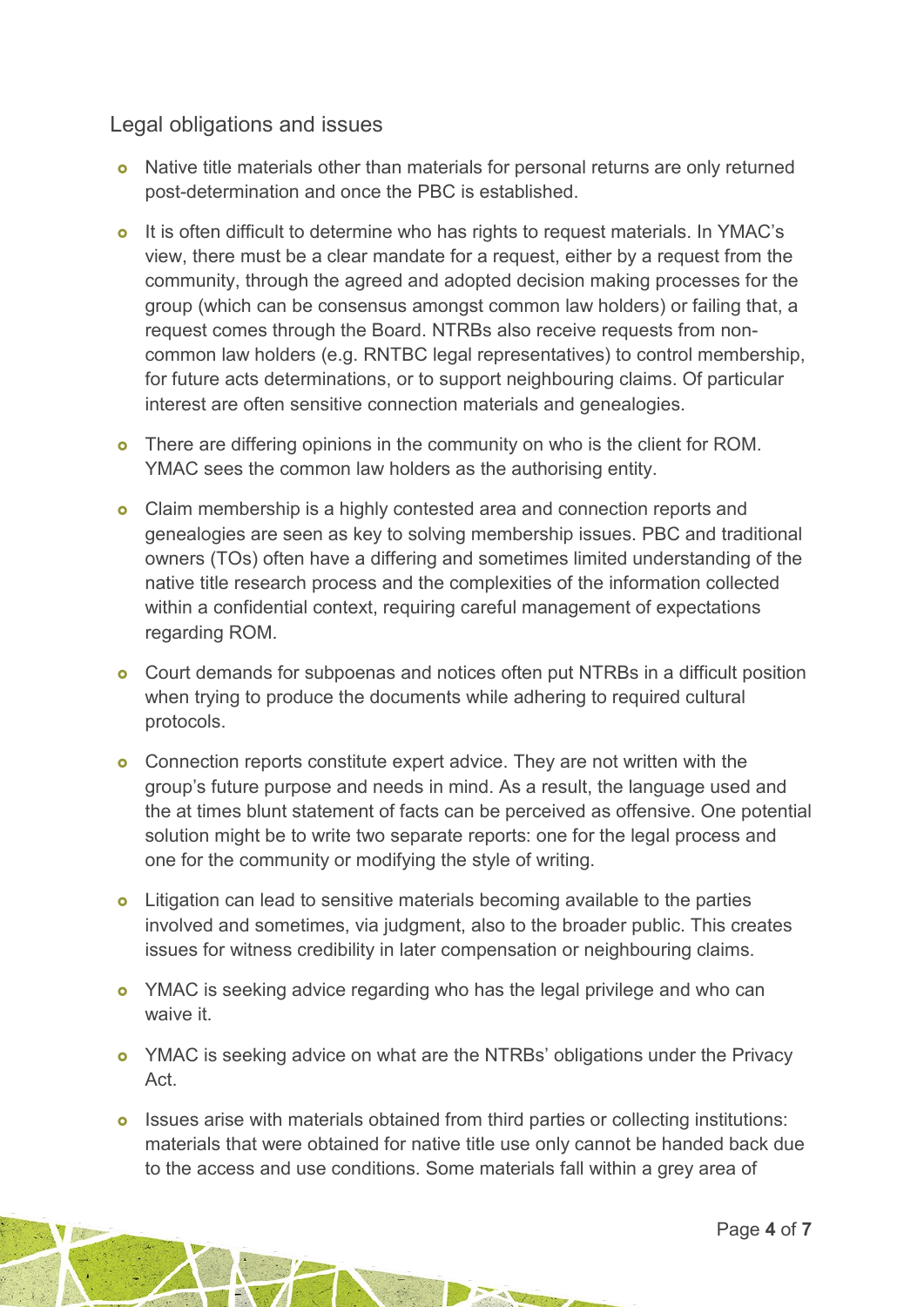## Legal obligations and issues

- Native title materials other than materials for personal returns are only returned post-determination and once the PBC is established.
- It is often difficult to determine who has rights to request materials. In YMAC's view, there must be a clear mandate for a request, either by a request from the community, through the agreed and adopted decision making processes for the group (which can be consensus amongst common law holders) or failing that, a request comes through the Board. NTRBs also receive requests from non-common law holders (e.g. RNTBC legal representatives) to control membership, for future acts determinations, or to support neighbouring claims. Of particular interest are often sensitive connection materials and genealogies.
- There are differing opinions in the community on who is the client for ROM. YMAC sees the common law holders as the authorising entity.
- Claim membership is a highly contested area and connection reports and genealogies are seen as key to solving membership issues. PBC and traditional owners (TOs) often have a differing and sometimes limited understanding of the native title research process and the complexities of the information collected within a confidential context, requiring careful management of expectations regarding ROM.
- Court demands for subpoenas and notices often put NTRBs in a difficult position when trying to produce the documents while adhering to required cultural protocols.
- Connection reports constitute expert advice. They are not written with the group's future purpose and needs in mind. As a result, the language used and the at times blunt statement of facts can be perceived as offensive. One potential solution might be to write two separate reports: one for the legal process and one for the community or modifying the style of writing.
- Litigation can lead to sensitive materials becoming available to the parties involved and sometimes, via judgment, also to the broader public. This creates issues for witness credibility in later compensation or neighbouring claims.
- YMAC is seeking advice regarding who has the legal privilege and who can waive it.
- YMAC is seeking advice on what are the NTRBs' obligations under the Privacy Act.
- Issues arise with materials obtained from third parties or collecting institutions: materials that were obtained for native title use only cannot be handed back due to the access and use conditions. Some materials fall within a grey area of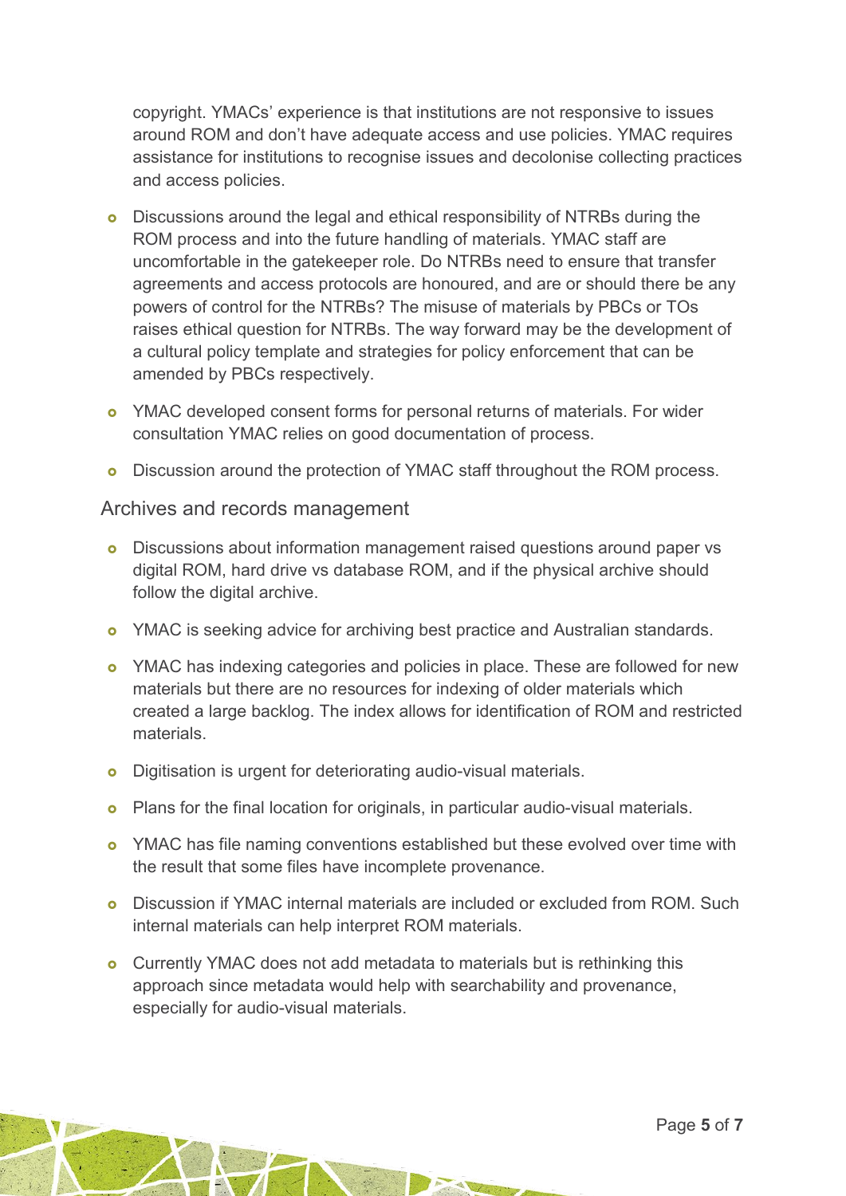copyright. YMACs' experience is that institutions are not responsive to issues around ROM and don't have adequate access and use policies. YMAC requires assistance for institutions to recognise issues and decolonise collecting practices and access policies.

- Discussions around the legal and ethical responsibility of NTRBs during the ROM process and into the future handling of materials. YMAC staff are uncomfortable in the gatekeeper role. Do NTRBs need to ensure that transfer agreements and access protocols are honoured, and are or should there be any powers of control for the NTRBs? The misuse of materials by PBCs or TOs raises ethical question for NTRBs. The way forward may be the development of a cultural policy template and strategies for policy enforcement that can be amended by PBCs respectively.
- YMAC developed consent forms for personal returns of materials. For wider consultation YMAC relies on good documentation of process.
- Discussion around the protection of YMAC staff throughout the ROM process.

## Archives and records management

- Discussions about information management raised questions around paper vs digital ROM, hard drive vs database ROM, and if the physical archive should follow the digital archive.
- YMAC is seeking advice for archiving best practice and Australian standards.
- YMAC has indexing categories and policies in place. These are followed for new materials but there are no resources for indexing of older materials which created a large backlog. The index allows for identification of ROM and restricted materials.
- Digitisation is urgent for deteriorating audio-visual materials.
- Plans for the final location for originals, in particular audio-visual materials.
- YMAC has file naming conventions established but these evolved over time with the result that some files have incomplete provenance.
- Discussion if YMAC internal materials are included or excluded from ROM. Such internal materials can help interpret ROM materials.
- Currently YMAC does not add metadata to materials but is rethinking this approach since metadata would help with searchability and provenance, especially for audio-visual materials.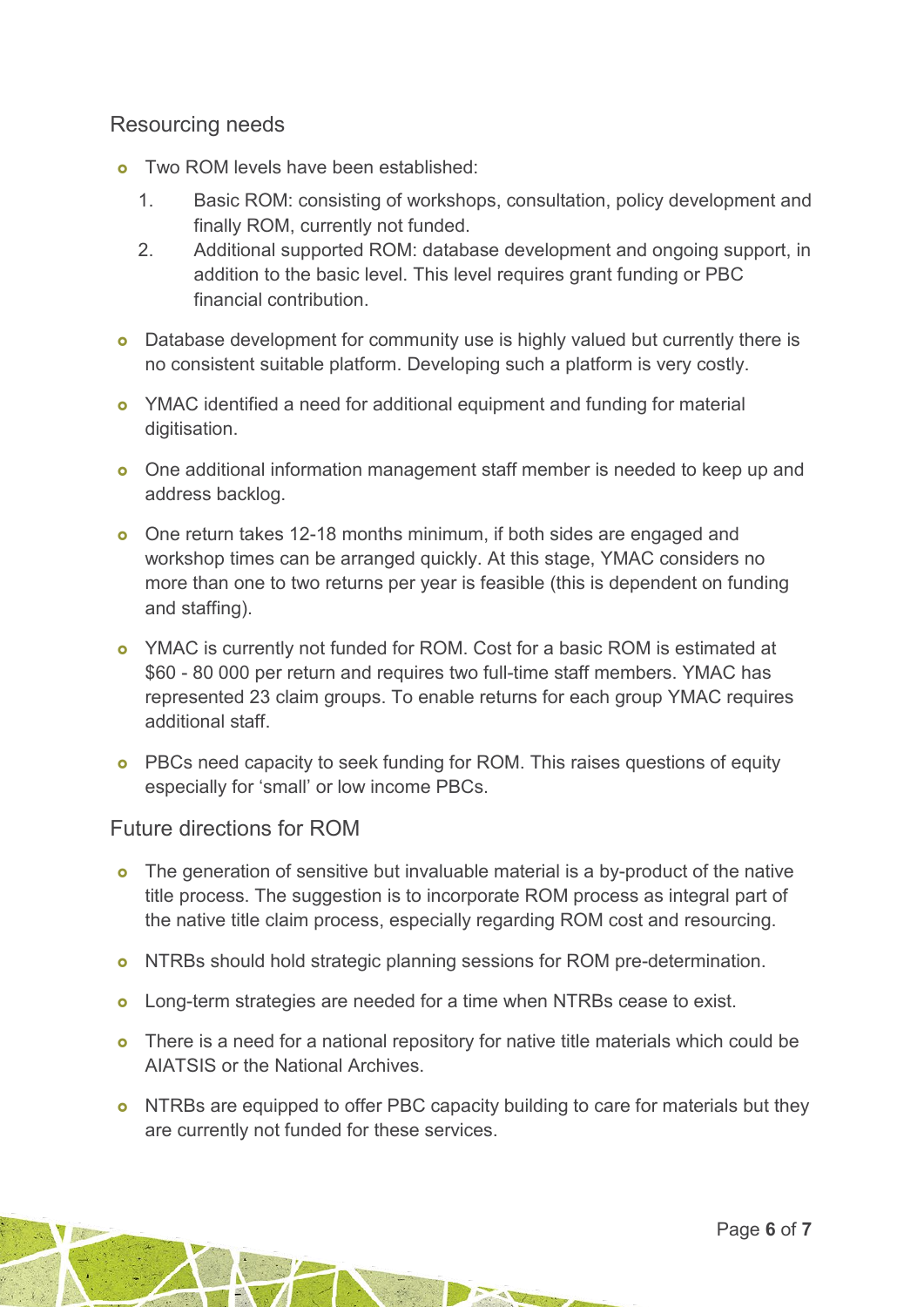## Resourcing needs

- Two ROM levels have been established:
    1. Basic ROM: consisting of workshops, consultation, policy development and finally ROM, currently not funded.
    2. Additional supported ROM: database development and ongoing support, in addition to the basic level. This level requires grant funding or PBC financial contribution.
- Database development for community use is highly valued but currently there is no consistent suitable platform. Developing such a platform is very costly.
- YMAC identified a need for additional equipment and funding for material digitisation.
- One additional information management staff member is needed to keep up and address backlog.
- One return takes 12-18 months minimum, if both sides are engaged and workshop times can be arranged quickly. At this stage, YMAC considers no more than one to two returns per year is feasible (this is dependent on funding and staffing).
- YMAC is currently not funded for ROM. Cost for a basic ROM is estimated at $60 - 80 000 per return and requires two full-time staff members. YMAC has represented 23 claim groups. To enable returns for each group YMAC requires additional staff.
- PBCs need capacity to seek funding for ROM. This raises questions of equity especially for 'small' or low income PBCs.

## Future directions for ROM

- The generation of sensitive but invaluable material is a by-product of the native title process. The suggestion is to incorporate ROM process as integral part of the native title claim process, especially regarding ROM cost and resourcing.
- NTRBs should hold strategic planning sessions for ROM pre-determination.
- Long-term strategies are needed for a time when NTRBs cease to exist.
- There is a need for a national repository for native title materials which could be AIATSIS or the National Archives.
- NTRBs are equipped to offer PBC capacity building to care for materials but they are currently not funded for these services.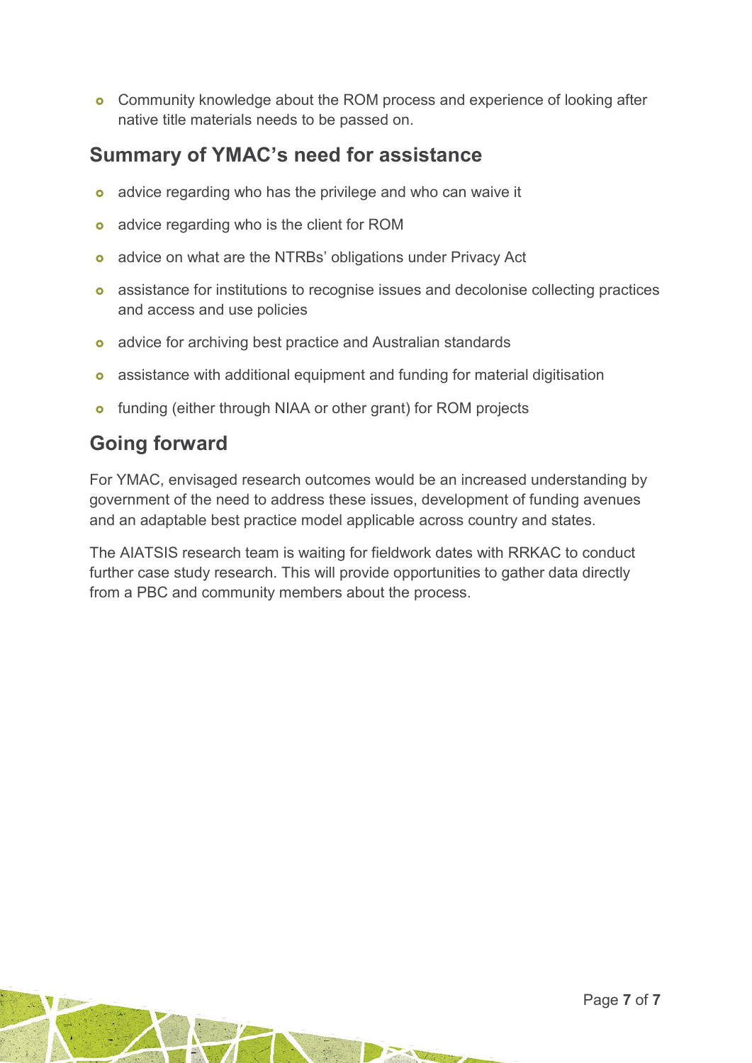- Community knowledge about the ROM process and experience of looking after native title materials needs to be passed on.

## Summary of YMAC's need for assistance

- advice regarding who has the privilege and who can waive it
- advice regarding who is the client for ROM
- advice on what are the NTRBs' obligations under Privacy Act
- assistance for institutions to recognise issues and decolonise collecting practices and access and use policies
- advice for archiving best practice and Australian standards
- assistance with additional equipment and funding for material digitisation
- funding (either through NIAA or other grant) for ROM projects

## Going forward

For YMAC, envisaged research outcomes would be an increased understanding by government of the need to address these issues, development of funding avenues and an adaptable best practice model applicable across country and states.

The AIATSIS research team is waiting for fieldwork dates with RRKAC to conduct further case study research. This will provide opportunities to gather data directly from a PBC and community members about the process.